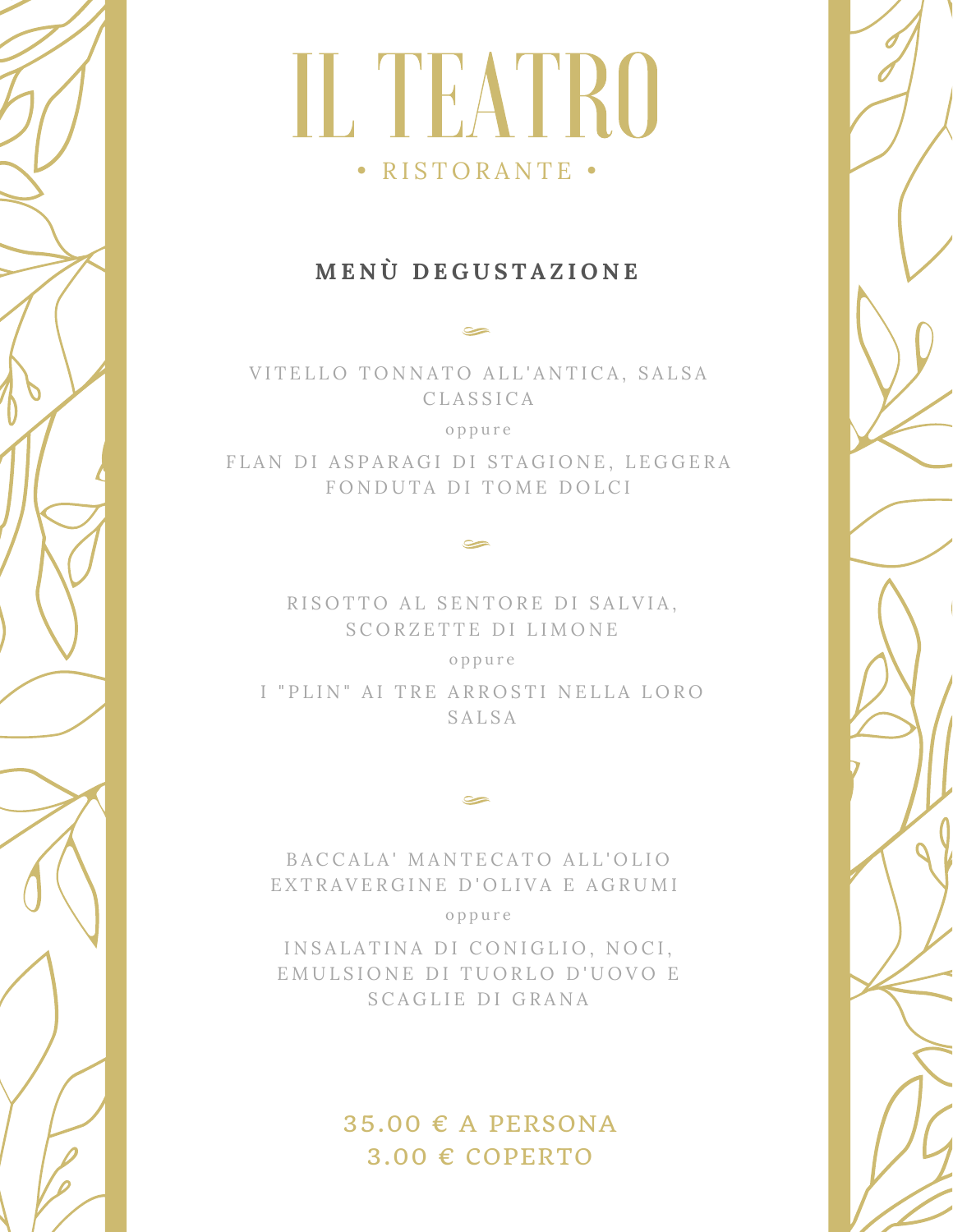# IL TEATRO

• RISTORANTE •

## MENÙ DEGUSTAZIONE

VITELLO TONNATO ALL'ANTICA, SALSA CLASSICA

oppure

FLAN DI ASPARAGI DI STAGIONE, LEGGERA FONDUTA DI TOME DOLCI

RISOTTO AL SENTORE DI SALVIA, SCORZETTE DI LIMONE

oppure

I "PLIN" AI TRE ARROSTI NELLA LORO SALSA

BACCALA' MANTECATO ALL'OLIO EXTRAVERGINE D'OLIVA E AGRUMI

oppure

INSALATINA DI CONIGLIO, NOCI, EMULSIONE DI TUORLO D'UOVO E SCAGLIE DI GRANA

35.00 € A PERSONA
3.00 € COPERTO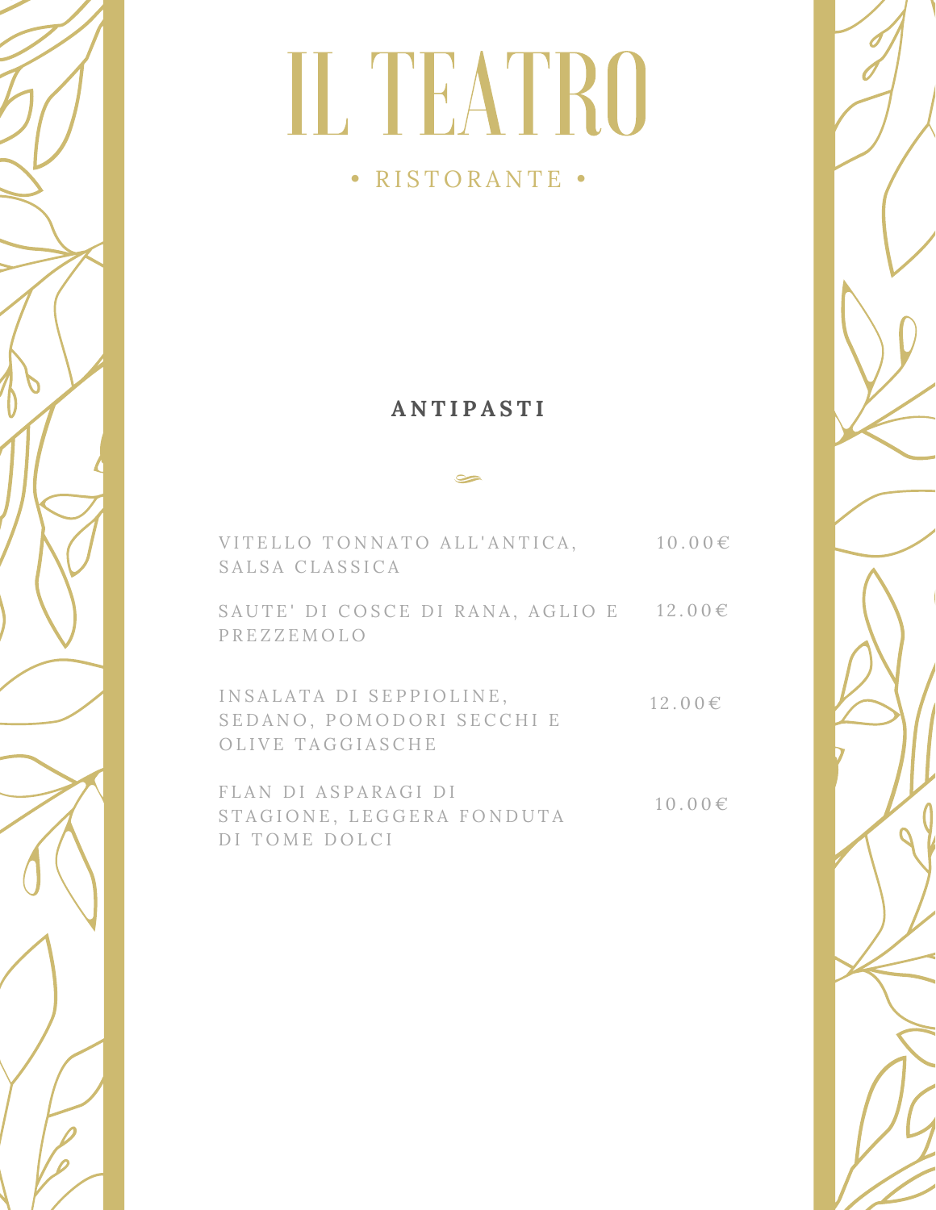# IL TEATRO

• RISTORANTE •

## ANTIPASTI

VITELLO TONNATO ALL'ANTICA, SALSA CLASSICA — 10.00€

SAUTE' DI COSCE DI RANA, AGLIO E PREZZEMOLO — 12.00€

INSALATA DI SEPPIOLINE, SEDANO, POMODORI SECCHI E OLIVE TAGGIASCHE — 12.00€

FLAN DI ASPARAGI DI STAGIONE, LEGGERA FONDUTA DI TOME DOLCI — 10.00€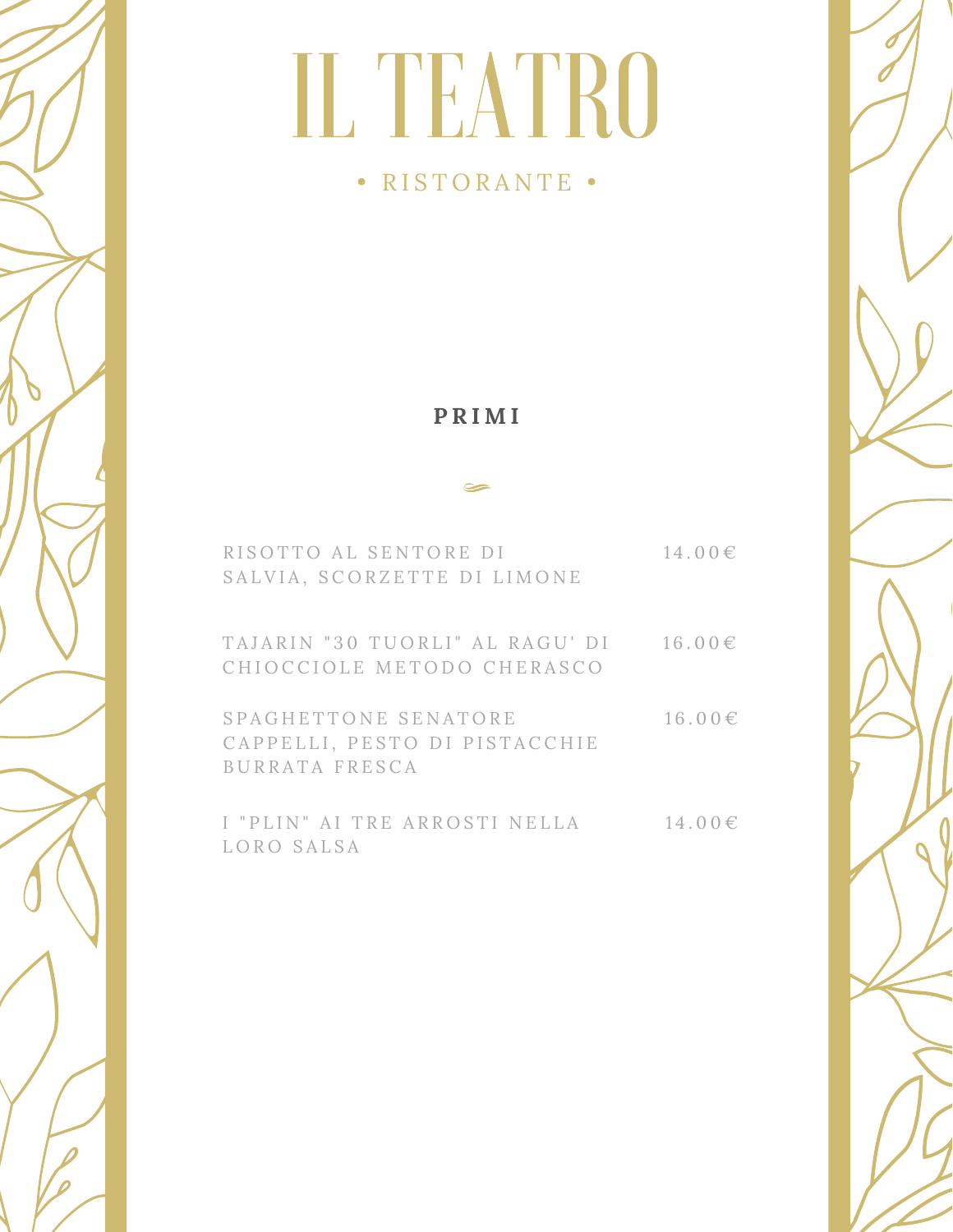# IL TEATRO

• RISTORANTE •

## PRIMI

| | |
|---|---|
| RISOTTO AL SENTORE DI SALVIA, SCORZETTE DI LIMONE | 14.00€ |
| TAJARIN "30 TUORLI" AL RAGU' DI CHIOCCIOLE METODO CHERASCO | 16.00€ |
| SPAGHETTONE SENATORE CAPPELLI, PESTO DI PISTACCHIE BURRATA FRESCA | 16.00€ |
| I "PLIN" AI TRE ARROSTI NELLA LORO SALSA | 14.00€ |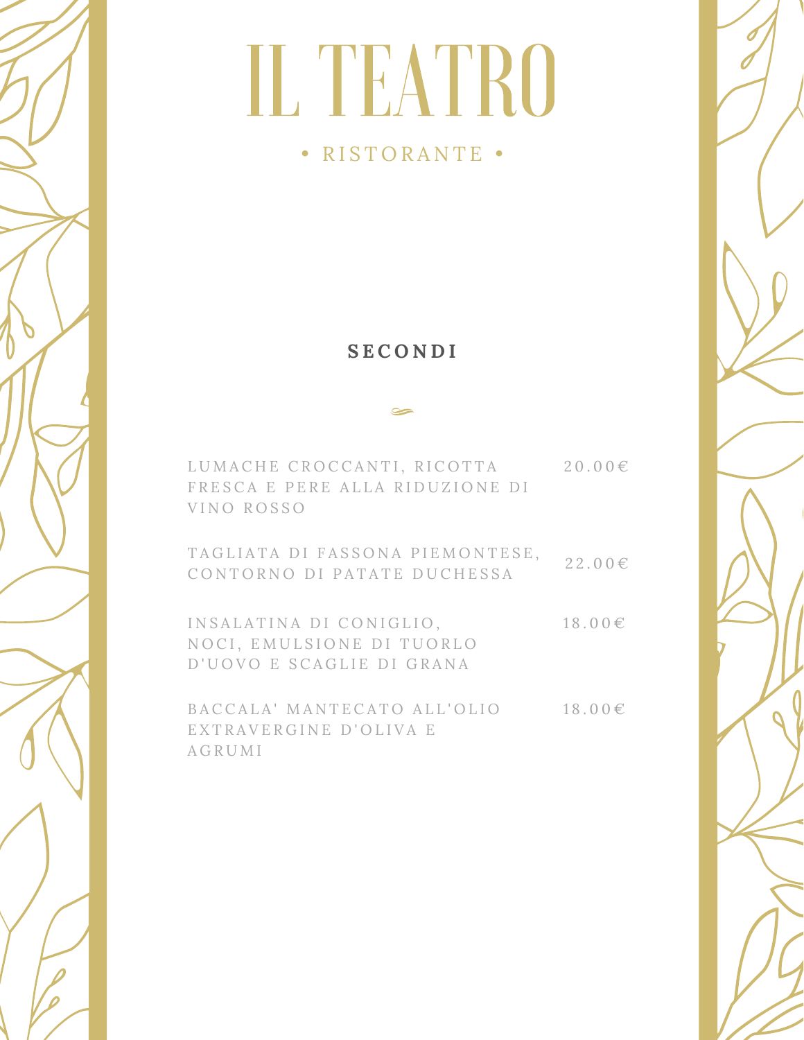# IL TEATRO

• RISTORANTE •

## SECONDI

LUMACHE CROCCANTI, RICOTTA FRESCA E PERE ALLA RIDUZIONE DI VINO ROSSO — 20.00€

TAGLIATA DI FASSONA PIEMONTESE, CONTORNO DI PATATE DUCHESSA — 22.00€

INSALATINA DI CONIGLIO, NOCI, EMULSIONE DI TUORLO D'UOVO E SCAGLIE DI GRANA — 18.00€

BACCALA' MANTECATO ALL'OLIO EXTRAVERGINE D'OLIVA E AGRUMI — 18.00€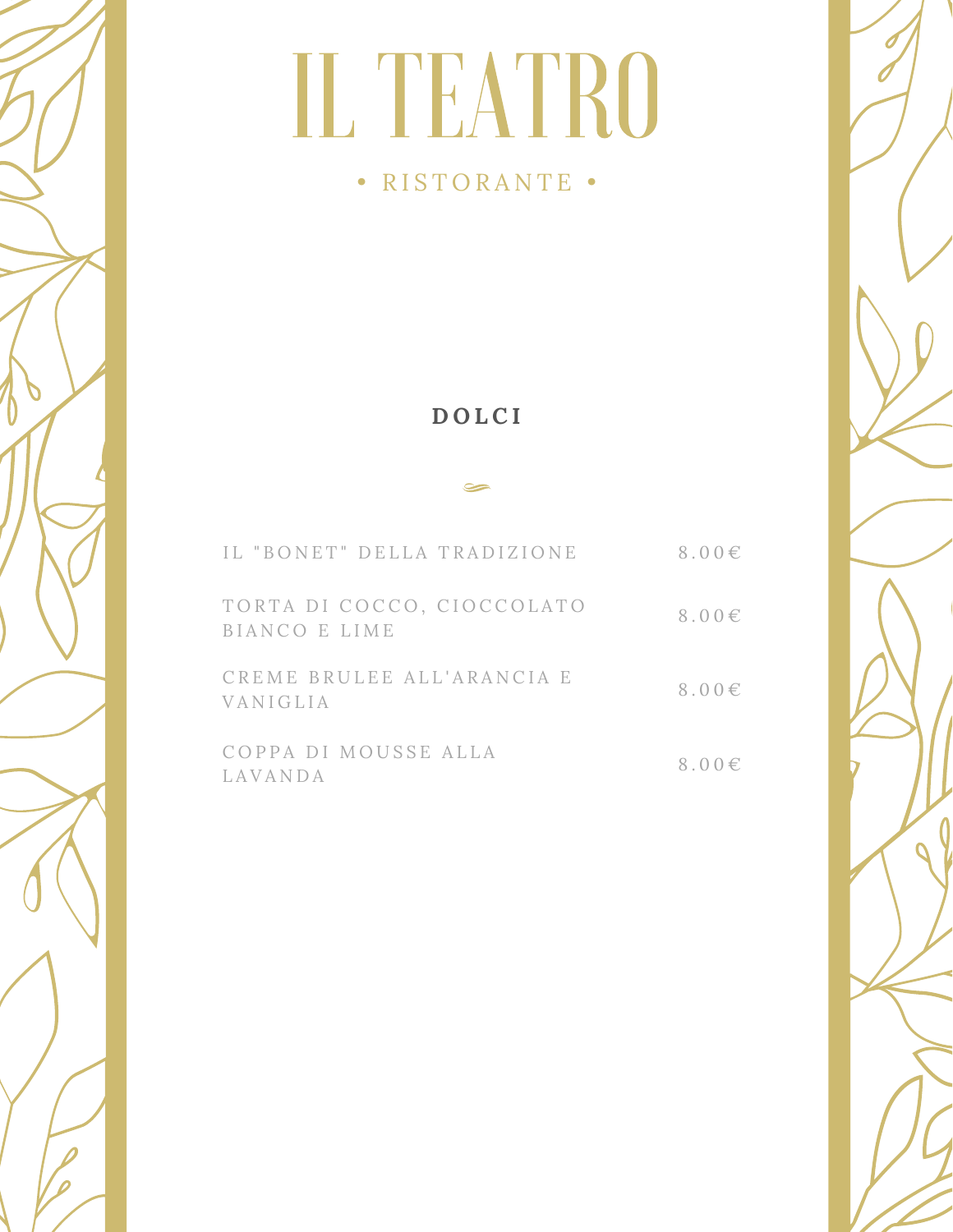# IL TEATRO

• RISTORANTE •

## DOLCI

| | |
|---|---|
| IL "BONET" DELLA TRADIZIONE | 8.00€ |
| TORTA DI COCCO, CIOCCOLATO BIANCO E LIME | 8.00€ |
| CREME BRULEE ALL'ARANCIA E VANIGLIA | 8.00€ |
| COPPA DI MOUSSE ALLA LAVANDA | 8.00€ |